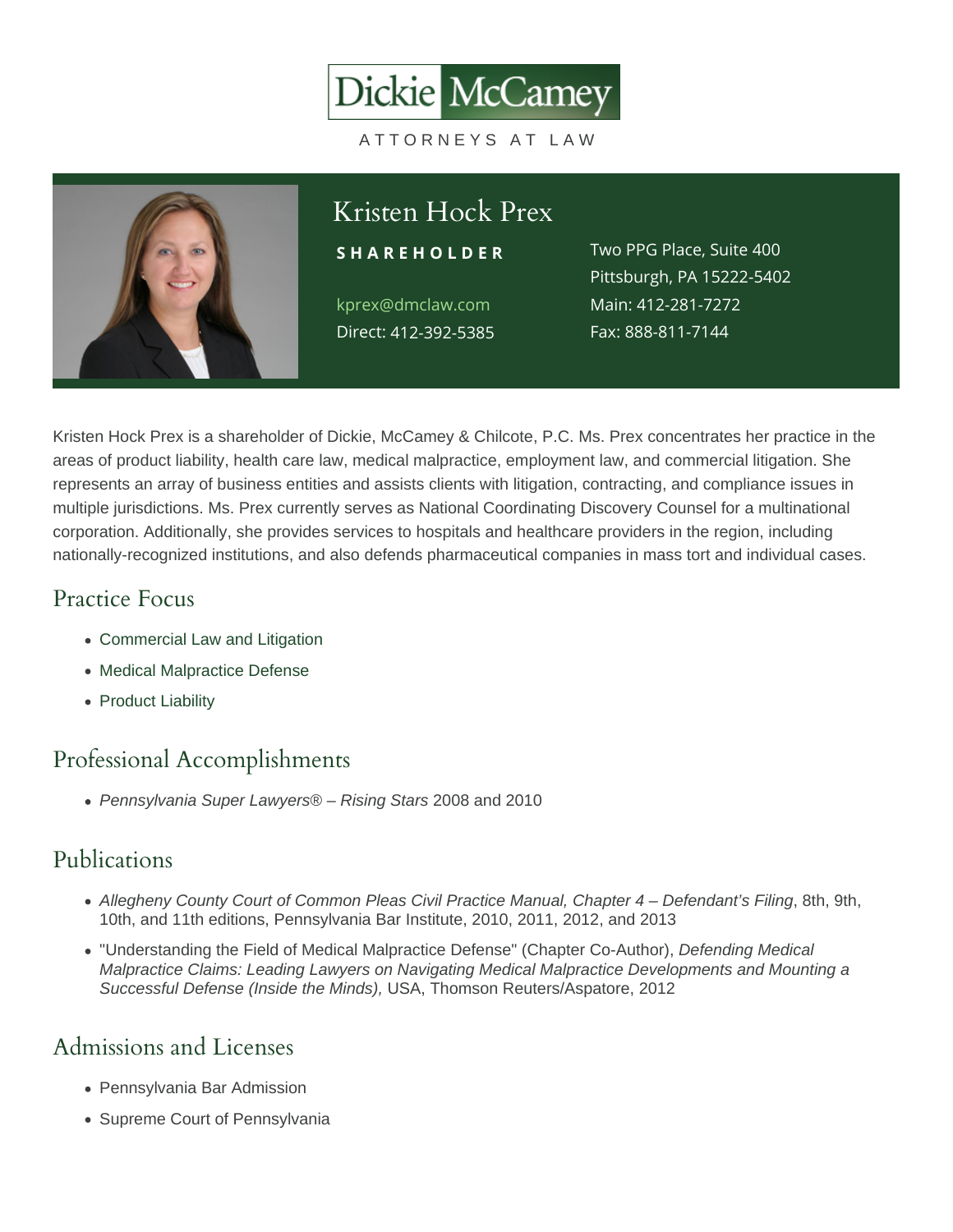Dickie McCamey

ATTORNEYS AT LAW

# Kristen Hock Prex

**SHAREHOLDER**

kprex@dmclaw.com
Direct: 412-392-5385

Two PPG Place, Suite 400
Pittsburgh, PA 15222-5402
Main: 412-281-7272
Fax: 888-811-7144

Kristen Hock Prex is a shareholder of Dickie, McCamey & Chilcote, P.C. Ms. Prex concentrates her practice in the areas of product liability, health care law, medical malpractice, employment law, and commercial litigation. She represents an array of business entities and assists clients with litigation, contracting, and compliance issues in multiple jurisdictions. Ms. Prex currently serves as National Coordinating Discovery Counsel for a multinational corporation. Additionally, she provides services to hospitals and healthcare providers in the region, including nationally-recognized institutions, and also defends pharmaceutical companies in mass tort and individual cases.

## Practice Focus

- Commercial Law and Litigation
- Medical Malpractice Defense
- Product Liability

## Professional Accomplishments

- *Pennsylvania Super Lawyers® – Rising Stars* 2008 and 2010

## Publications

- *Allegheny County Court of Common Pleas Civil Practice Manual, Chapter 4 – Defendant's Filing*, 8th, 9th, 10th, and 11th editions, Pennsylvania Bar Institute, 2010, 2011, 2012, and 2013
- "Understanding the Field of Medical Malpractice Defense" (Chapter Co-Author), *Defending Medical Malpractice Claims: Leading Lawyers on Navigating Medical Malpractice Developments and Mounting a Successful Defense (Inside the Minds),* USA, Thomson Reuters/Aspatore, 2012

## Admissions and Licenses

- Pennsylvania Bar Admission
- Supreme Court of Pennsylvania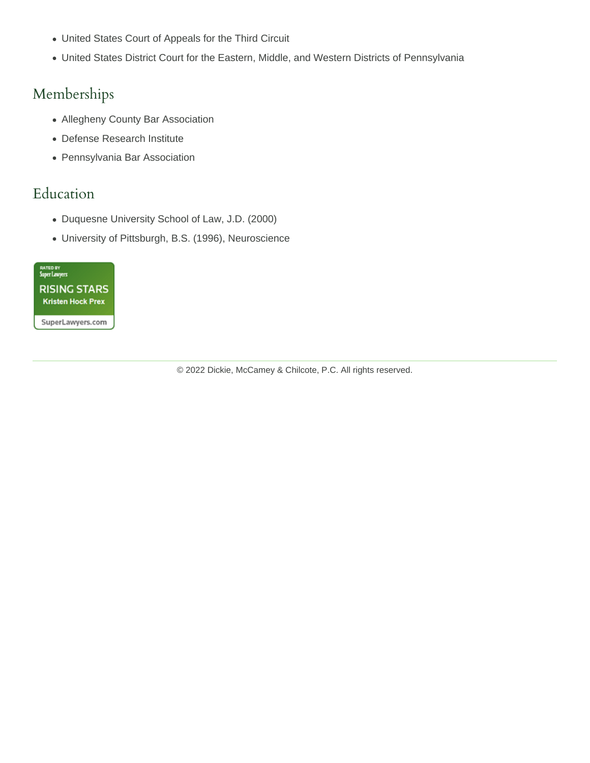- United States Court of Appeals for the Third Circuit
- United States District Court for the Eastern, Middle, and Western Districts of Pennsylvania

## Memberships

- Allegheny County Bar Association
- Defense Research Institute
- Pennsylvania Bar Association

## Education

- Duquesne University School of Law, J.D. (2000)
- University of Pittsburgh, B.S. (1996), Neuroscience

RATED BY Super Lawyers
RISING STARS
Kristen Hock Prex
SuperLawyers.com

© 2022 Dickie, McCamey & Chilcote, P.C. All rights reserved.